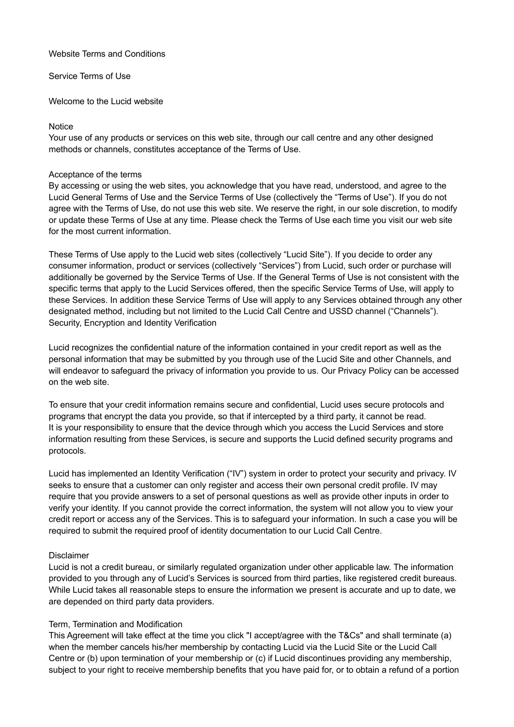# Website Terms and Conditions

## Service Terms of Use

Welcome to the Lucid website

### Notice

Your use of any products or services on this web site, through our call centre and any other designed methods or channels, constitutes acceptance of the Terms of Use.

### Acceptance of the terms

By accessing or using the web sites, you acknowledge that you have read, understood, and agree to the Lucid General Terms of Use and the Service Terms of Use (collectively the "Terms of Use"). If you do not agree with the Terms of Use, do not use this web site. We reserve the right, in our sole discretion, to modify or update these Terms of Use at any time. Please check the Terms of Use each time you visit our web site for the most current information.

These Terms of Use apply to the Lucid web sites (collectively "Lucid Site"). If you decide to order any consumer information, product or services (collectively "Services") from Lucid, such order or purchase will additionally be governed by the Service Terms of Use. If the General Terms of Use is not consistent with the specific terms that apply to the Lucid Services offered, then the specific Service Terms of Use, will apply to these Services. In addition these Service Terms of Use will apply to any Services obtained through any other designated method, including but not limited to the Lucid Call Centre and USSD channel ("Channels").

### Security, Encryption and Identity Verification

Lucid recognizes the confidential nature of the information contained in your credit report as well as the personal information that may be submitted by you through use of the Lucid Site and other Channels, and will endeavor to safeguard the privacy of information you provide to us. Our Privacy Policy can be accessed on the web site.

To ensure that your credit information remains secure and confidential, Lucid uses secure protocols and programs that encrypt the data you provide, so that if intercepted by a third party, it cannot be read. It is your responsibility to ensure that the device through which you access the Lucid Services and store information resulting from these Services, is secure and supports the Lucid defined security programs and protocols.

Lucid has implemented an Identity Verification ("IV") system in order to protect your security and privacy. IV seeks to ensure that a customer can only register and access their own personal credit profile. IV may require that you provide answers to a set of personal questions as well as provide other inputs in order to verify your identity. If you cannot provide the correct information, the system will not allow you to view your credit report or access any of the Services. This is to safeguard your information. In such a case you will be required to submit the required proof of identity documentation to our Lucid Call Centre.

### Disclaimer

Lucid is not a credit bureau, or similarly regulated organization under other applicable law. The information provided to you through any of Lucid's Services is sourced from third parties, like registered credit bureaus. While Lucid takes all reasonable steps to ensure the information we present is accurate and up to date, we are depended on third party data providers.

### Term, Termination and Modification

This Agreement will take effect at the time you click "I accept/agree with the T&Cs" and shall terminate (a) when the member cancels his/her membership by contacting Lucid via the Lucid Site or the Lucid Call Centre or (b) upon termination of your membership or (c) if Lucid discontinues providing any membership, subject to your right to receive membership benefits that you have paid for, or to obtain a refund of a portion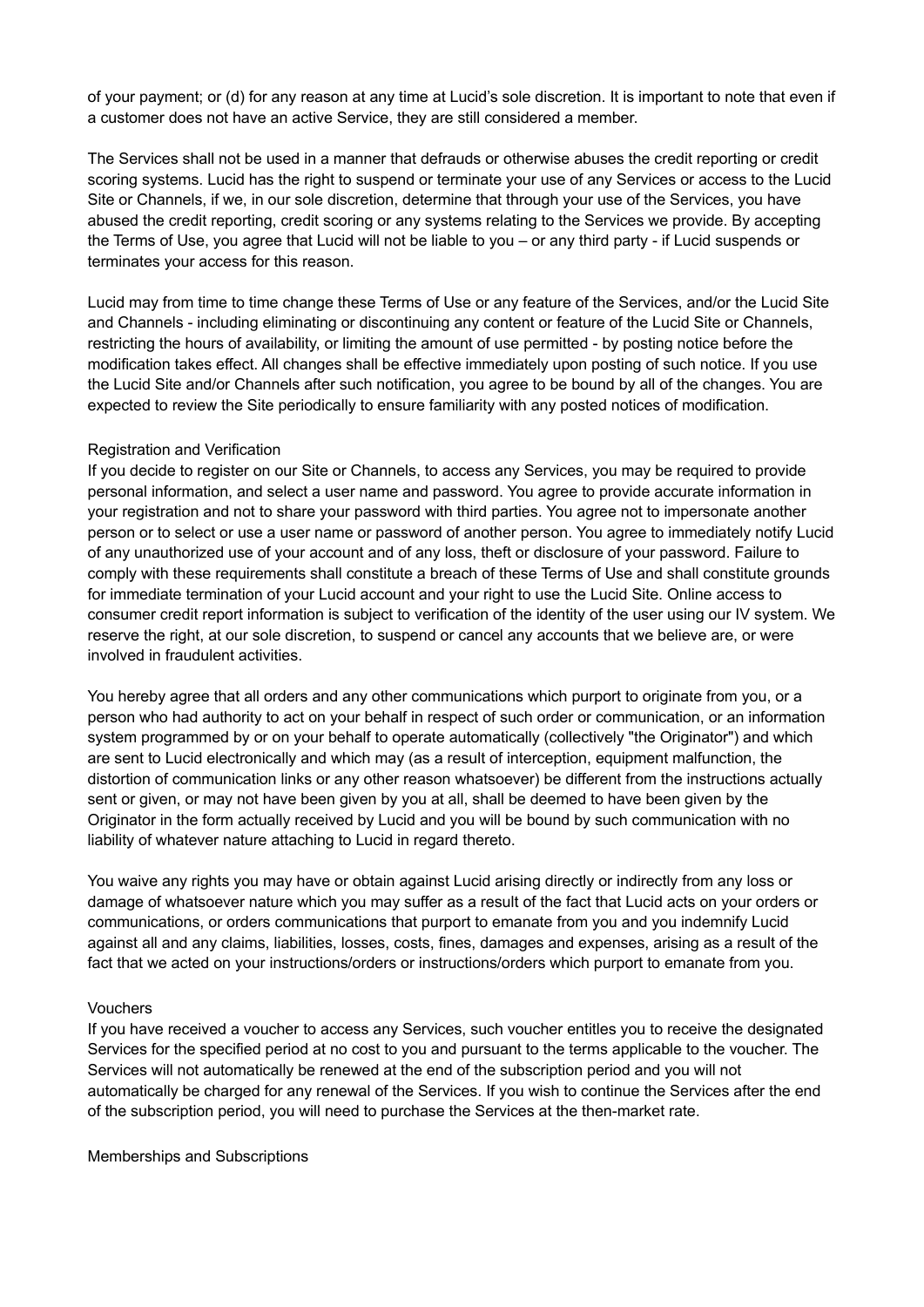of your payment; or (d) for any reason at any time at Lucid's sole discretion. It is important to note that even if a customer does not have an active Service, they are still considered a member.

The Services shall not be used in a manner that defrauds or otherwise abuses the credit reporting or credit scoring systems. Lucid has the right to suspend or terminate your use of any Services or access to the Lucid Site or Channels, if we, in our sole discretion, determine that through your use of the Services, you have abused the credit reporting, credit scoring or any systems relating to the Services we provide. By accepting the Terms of Use, you agree that Lucid will not be liable to you – or any third party - if Lucid suspends or terminates your access for this reason.

Lucid may from time to time change these Terms of Use or any feature of the Services, and/or the Lucid Site and Channels - including eliminating or discontinuing any content or feature of the Lucid Site or Channels, restricting the hours of availability, or limiting the amount of use permitted - by posting notice before the modification takes effect. All changes shall be effective immediately upon posting of such notice. If you use the Lucid Site and/or Channels after such notification, you agree to be bound by all of the changes. You are expected to review the Site periodically to ensure familiarity with any posted notices of modification.

## Registration and Verification

If you decide to register on our Site or Channels, to access any Services, you may be required to provide personal information, and select a user name and password. You agree to provide accurate information in your registration and not to share your password with third parties. You agree not to impersonate another person or to select or use a user name or password of another person. You agree to immediately notify Lucid of any unauthorized use of your account and of any loss, theft or disclosure of your password. Failure to comply with these requirements shall constitute a breach of these Terms of Use and shall constitute grounds for immediate termination of your Lucid account and your right to use the Lucid Site. Online access to consumer credit report information is subject to verification of the identity of the user using our IV system. We reserve the right, at our sole discretion, to suspend or cancel any accounts that we believe are, or were involved in fraudulent activities.

You hereby agree that all orders and any other communications which purport to originate from you, or a person who had authority to act on your behalf in respect of such order or communication, or an information system programmed by or on your behalf to operate automatically (collectively "the Originator") and which are sent to Lucid electronically and which may (as a result of interception, equipment malfunction, the distortion of communication links or any other reason whatsoever) be different from the instructions actually sent or given, or may not have been given by you at all, shall be deemed to have been given by the Originator in the form actually received by Lucid and you will be bound by such communication with no liability of whatever nature attaching to Lucid in regard thereto.

You waive any rights you may have or obtain against Lucid arising directly or indirectly from any loss or damage of whatsoever nature which you may suffer as a result of the fact that Lucid acts on your orders or communications, or orders communications that purport to emanate from you and you indemnify Lucid against all and any claims, liabilities, losses, costs, fines, damages and expenses, arising as a result of the fact that we acted on your instructions/orders or instructions/orders which purport to emanate from you.

## Vouchers

If you have received a voucher to access any Services, such voucher entitles you to receive the designated Services for the specified period at no cost to you and pursuant to the terms applicable to the voucher. The Services will not automatically be renewed at the end of the subscription period and you will not automatically be charged for any renewal of the Services. If you wish to continue the Services after the end of the subscription period, you will need to purchase the Services at the then-market rate.

## Memberships and Subscriptions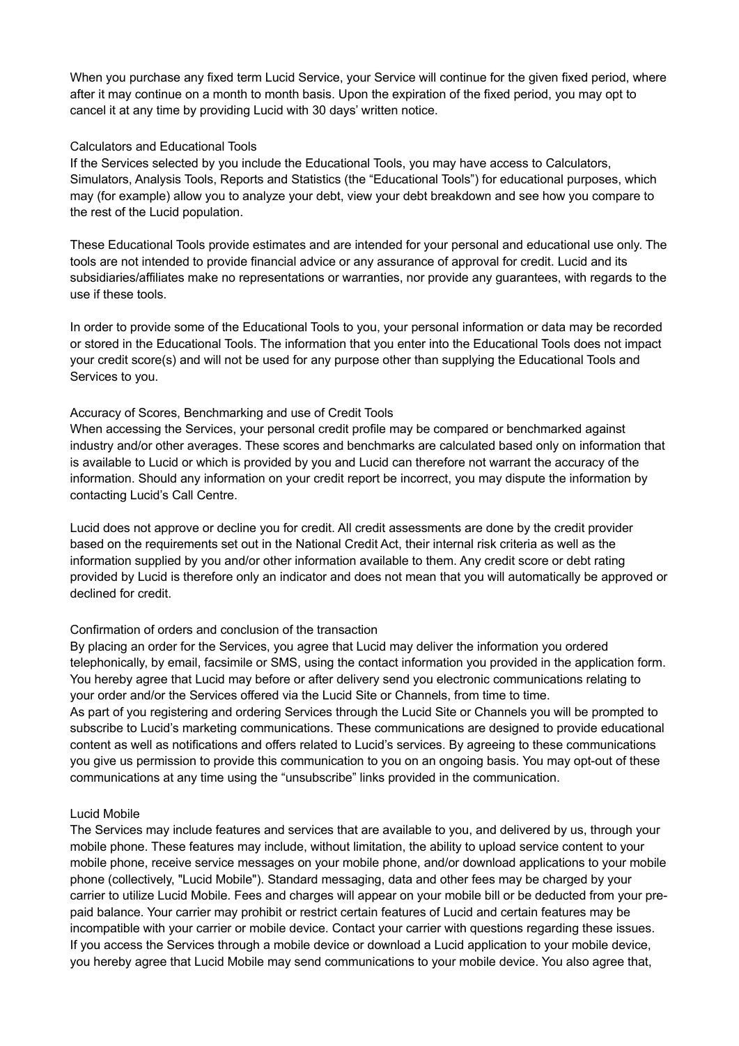When you purchase any fixed term Lucid Service, your Service will continue for the given fixed period, where after it may continue on a month to month basis. Upon the expiration of the fixed period, you may opt to cancel it at any time by providing Lucid with 30 days' written notice.

### Calculators and Educational Tools

If the Services selected by you include the Educational Tools, you may have access to Calculators, Simulators, Analysis Tools, Reports and Statistics (the "Educational Tools") for educational purposes, which may (for example) allow you to analyze your debt, view your debt breakdown and see how you compare to the rest of the Lucid population.

These Educational Tools provide estimates and are intended for your personal and educational use only. The tools are not intended to provide financial advice or any assurance of approval for credit. Lucid and its subsidiaries/affiliates make no representations or warranties, nor provide any guarantees, with regards to the use if these tools.

In order to provide some of the Educational Tools to you, your personal information or data may be recorded or stored in the Educational Tools. The information that you enter into the Educational Tools does not impact your credit score(s) and will not be used for any purpose other than supplying the Educational Tools and Services to you.

### Accuracy of Scores, Benchmarking and use of Credit Tools

When accessing the Services, your personal credit profile may be compared or benchmarked against industry and/or other averages. These scores and benchmarks are calculated based only on information that is available to Lucid or which is provided by you and Lucid can therefore not warrant the accuracy of the information. Should any information on your credit report be incorrect, you may dispute the information by contacting Lucid's Call Centre.

Lucid does not approve or decline you for credit. All credit assessments are done by the credit provider based on the requirements set out in the National Credit Act, their internal risk criteria as well as the information supplied by you and/or other information available to them. Any credit score or debt rating provided by Lucid is therefore only an indicator and does not mean that you will automatically be approved or declined for credit.

### Confirmation of orders and conclusion of the transaction

By placing an order for the Services, you agree that Lucid may deliver the information you ordered telephonically, by email, facsimile or SMS, using the contact information you provided in the application form. You hereby agree that Lucid may before or after delivery send you electronic communications relating to your order and/or the Services offered via the Lucid Site or Channels, from time to time.
As part of you registering and ordering Services through the Lucid Site or Channels you will be prompted to subscribe to Lucid's marketing communications. These communications are designed to provide educational content as well as notifications and offers related to Lucid's services. By agreeing to these communications you give us permission to provide this communication to you on an ongoing basis. You may opt-out of these communications at any time using the "unsubscribe" links provided in the communication.

### Lucid Mobile

The Services may include features and services that are available to you, and delivered by us, through your mobile phone. These features may include, without limitation, the ability to upload service content to your mobile phone, receive service messages on your mobile phone, and/or download applications to your mobile phone (collectively, "Lucid Mobile"). Standard messaging, data and other fees may be charged by your carrier to utilize Lucid Mobile. Fees and charges will appear on your mobile bill or be deducted from your pre-paid balance. Your carrier may prohibit or restrict certain features of Lucid and certain features may be incompatible with your carrier or mobile device. Contact your carrier with questions regarding these issues. If you access the Services through a mobile device or download a Lucid application to your mobile device, you hereby agree that Lucid Mobile may send communications to your mobile device. You also agree that,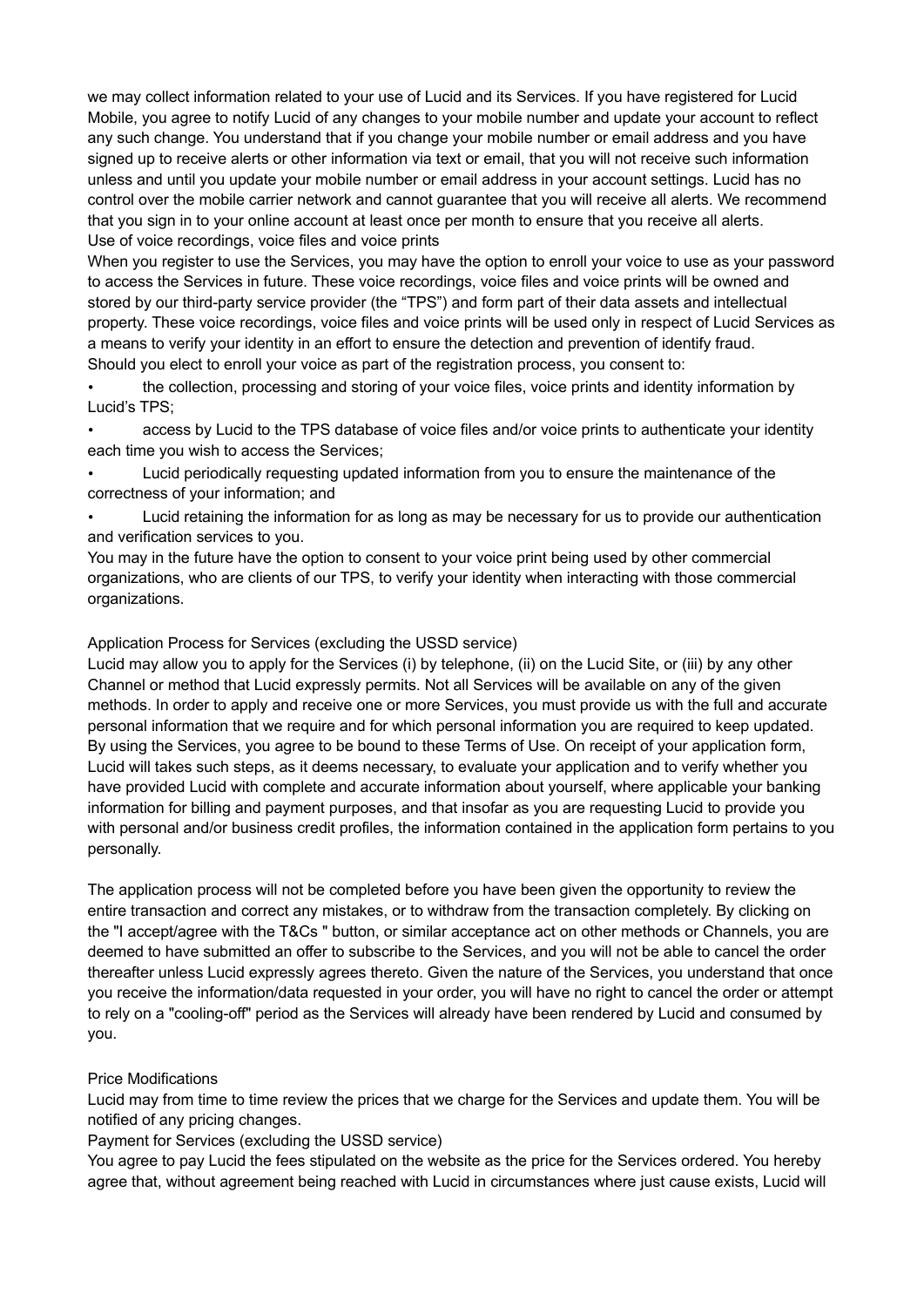we may collect information related to your use of Lucid and its Services. If you have registered for Lucid Mobile, you agree to notify Lucid of any changes to your mobile number and update your account to reflect any such change. You understand that if you change your mobile number or email address and you have signed up to receive alerts or other information via text or email, that you will not receive such information unless and until you update your mobile number or email address in your account settings. Lucid has no control over the mobile carrier network and cannot guarantee that you will receive all alerts. We recommend that you sign in to your online account at least once per month to ensure that you receive all alerts.

Use of voice recordings, voice files and voice prints

When you register to use the Services, you may have the option to enroll your voice to use as your password to access the Services in future. These voice recordings, voice files and voice prints will be owned and stored by our third-party service provider (the "TPS") and form part of their data assets and intellectual property. These voice recordings, voice files and voice prints will be used only in respect of Lucid Services as a means to verify your identity in an effort to ensure the detection and prevention of identify fraud.

Should you elect to enroll your voice as part of the registration process, you consent to:

- the collection, processing and storing of your voice files, voice prints and identity information by Lucid's TPS;
- access by Lucid to the TPS database of voice files and/or voice prints to authenticate your identity each time you wish to access the Services;
- Lucid periodically requesting updated information from you to ensure the maintenance of the correctness of your information; and
- Lucid retaining the information for as long as may be necessary for us to provide our authentication and verification services to you.

You may in the future have the option to consent to your voice print being used by other commercial organizations, who are clients of our TPS, to verify your identity when interacting with those commercial organizations.

Application Process for Services (excluding the USSD service)

Lucid may allow you to apply for the Services (i) by telephone, (ii) on the Lucid Site, or (iii) by any other Channel or method that Lucid expressly permits. Not all Services will be available on any of the given methods. In order to apply and receive one or more Services, you must provide us with the full and accurate personal information that we require and for which personal information you are required to keep updated. By using the Services, you agree to be bound to these Terms of Use. On receipt of your application form, Lucid will takes such steps, as it deems necessary, to evaluate your application and to verify whether you have provided Lucid with complete and accurate information about yourself, where applicable your banking information for billing and payment purposes, and that insofar as you are requesting Lucid to provide you with personal and/or business credit profiles, the information contained in the application form pertains to you personally.

The application process will not be completed before you have been given the opportunity to review the entire transaction and correct any mistakes, or to withdraw from the transaction completely. By clicking on the "I accept/agree with the T&Cs " button, or similar acceptance act on other methods or Channels, you are deemed to have submitted an offer to subscribe to the Services, and you will not be able to cancel the order thereafter unless Lucid expressly agrees thereto. Given the nature of the Services, you understand that once you receive the information/data requested in your order, you will have no right to cancel the order or attempt to rely on a "cooling-off" period as the Services will already have been rendered by Lucid and consumed by you.

Price Modifications

Lucid may from time to time review the prices that we charge for the Services and update them. You will be notified of any pricing changes.

Payment for Services (excluding the USSD service)

You agree to pay Lucid the fees stipulated on the website as the price for the Services ordered. You hereby agree that, without agreement being reached with Lucid in circumstances where just cause exists, Lucid will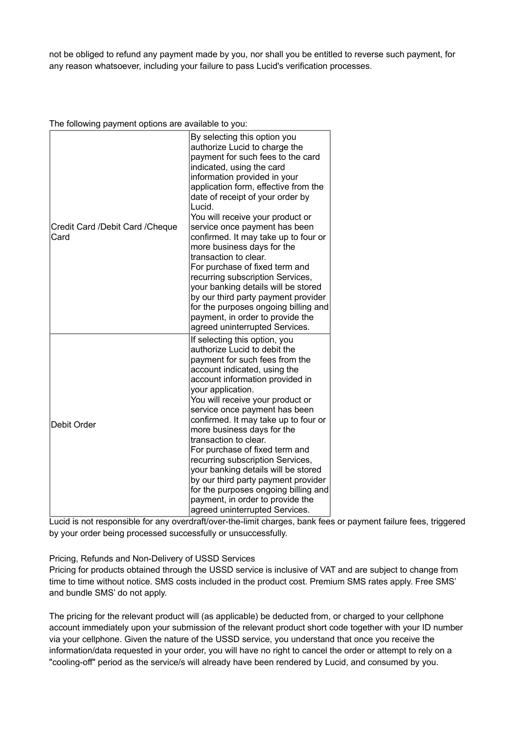not be obliged to refund any payment made by you, nor shall you be entitled to reverse such payment, for any reason whatsoever, including your failure to pass Lucid's verification processes.

The following payment options are available to you:

| Credit Card /Debit Card /Cheque Card | By selecting this option you authorize Lucid to charge the payment for such fees to the card indicated, using the card information provided in your application form, effective from the date of receipt of your order by Lucid.<br>You will receive your product or service once payment has been confirmed. It may take up to four or more business days for the transaction to clear.<br>For purchase of fixed term and recurring subscription Services, your banking details will be stored by our third party payment provider for the purposes ongoing billing and payment, in order to provide the agreed uninterrupted Services. |
|---|---|
| Debit Order | If selecting this option, you authorize Lucid to debit the payment for such fees from the account indicated, using the account information provided in your application.<br>You will receive your product or service once payment has been confirmed. It may take up to four or more business days for the transaction to clear.<br>For purchase of fixed term and recurring subscription Services, your banking details will be stored by our third party payment provider for the purposes ongoing billing and payment, in order to provide the agreed uninterrupted Services. |

Lucid is not responsible for any overdraft/over-the-limit charges, bank fees or payment failure fees, triggered by your order being processed successfully or unsuccessfully.

Pricing, Refunds and Non-Delivery of USSD Services

Pricing for products obtained through the USSD service is inclusive of VAT and are subject to change from time to time without notice. SMS costs included in the product cost. Premium SMS rates apply. Free SMS' and bundle SMS' do not apply.

The pricing for the relevant product will (as applicable) be deducted from, or charged to your cellphone account immediately upon your submission of the relevant product short code together with your ID number via your cellphone. Given the nature of the USSD service, you understand that once you receive the information/data requested in your order, you will have no right to cancel the order or attempt to rely on a "cooling-off" period as the service/s will already have been rendered by Lucid, and consumed by you.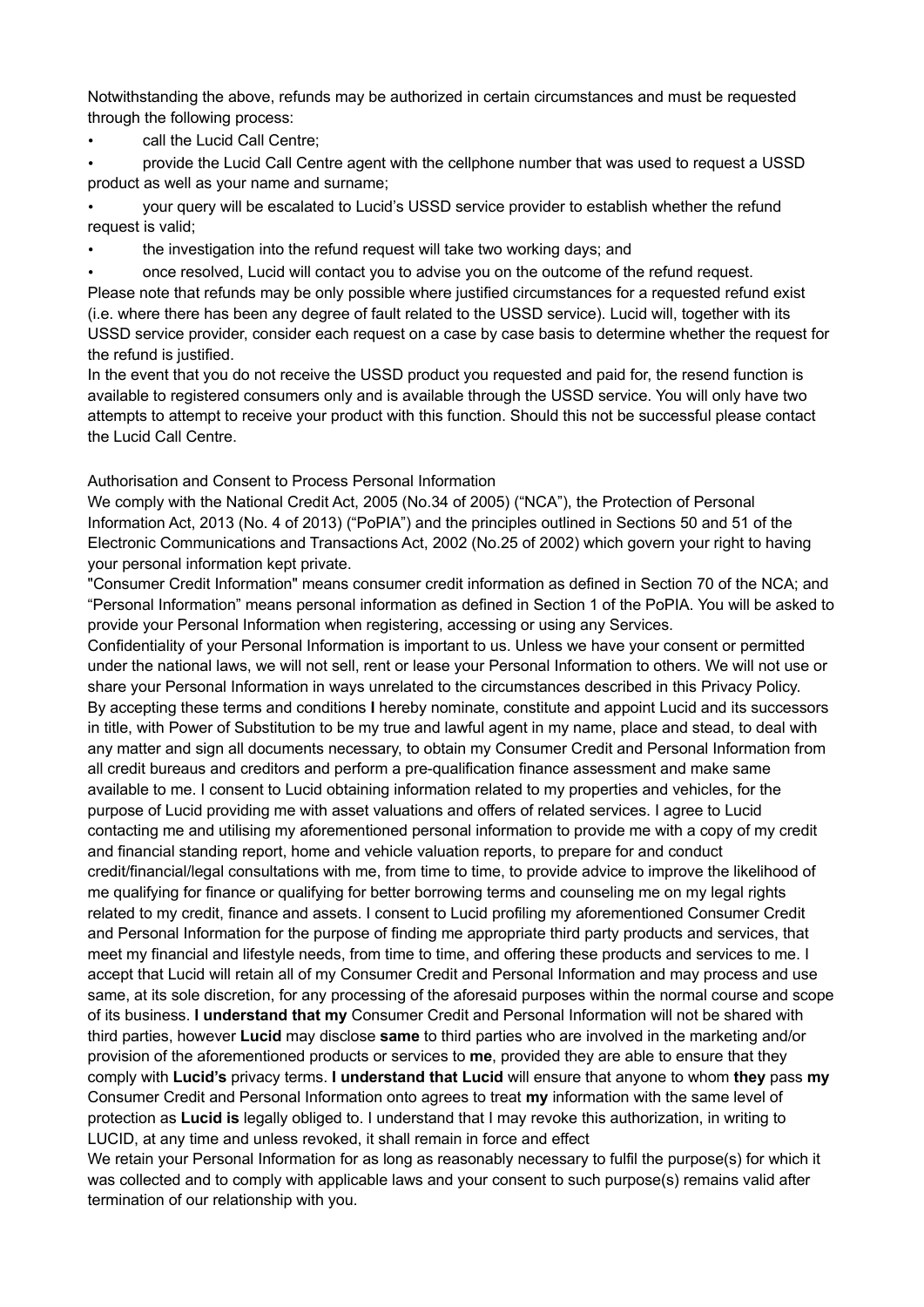Notwithstanding the above, refunds may be authorized in certain circumstances and must be requested through the following process:

- call the Lucid Call Centre;
- provide the Lucid Call Centre agent with the cellphone number that was used to request a USSD product as well as your name and surname;
- your query will be escalated to Lucid's USSD service provider to establish whether the refund request is valid;
- the investigation into the refund request will take two working days; and
- once resolved, Lucid will contact you to advise you on the outcome of the refund request.

Please note that refunds may be only possible where justified circumstances for a requested refund exist (i.e. where there has been any degree of fault related to the USSD service). Lucid will, together with its USSD service provider, consider each request on a case by case basis to determine whether the request for the refund is justified.

In the event that you do not receive the USSD product you requested and paid for, the resend function is available to registered consumers only and is available through the USSD service. You will only have two attempts to attempt to receive your product with this function. Should this not be successful please contact the Lucid Call Centre.

Authorisation and Consent to Process Personal Information

We comply with the National Credit Act, 2005 (No.34 of 2005) ("NCA"), the Protection of Personal Information Act, 2013 (No. 4 of 2013) ("PoPIA") and the principles outlined in Sections 50 and 51 of the Electronic Communications and Transactions Act, 2002 (No.25 of 2002) which govern your right to having your personal information kept private.

"Consumer Credit Information" means consumer credit information as defined in Section 70 of the NCA; and "Personal Information" means personal information as defined in Section 1 of the PoPIA. You will be asked to provide your Personal Information when registering, accessing or using any Services.

Confidentiality of your Personal Information is important to us. Unless we have your consent or permitted under the national laws, we will not sell, rent or lease your Personal Information to others. We will not use or share your Personal Information in ways unrelated to the circumstances described in this Privacy Policy.

By accepting these terms and conditions **I** hereby nominate, constitute and appoint Lucid and its successors in title, with Power of Substitution to be my true and lawful agent in my name, place and stead, to deal with any matter and sign all documents necessary, to obtain my Consumer Credit and Personal Information from all credit bureaus and creditors and perform a pre-qualification finance assessment and make same available to me. I consent to Lucid obtaining information related to my properties and vehicles, for the purpose of Lucid providing me with asset valuations and offers of related services. I agree to Lucid contacting me and utilising my aforementioned personal information to provide me with a copy of my credit and financial standing report, home and vehicle valuation reports, to prepare for and conduct credit/financial/legal consultations with me, from time to time, to provide advice to improve the likelihood of me qualifying for finance or qualifying for better borrowing terms and counseling me on my legal rights related to my credit, finance and assets. I consent to Lucid profiling my aforementioned Consumer Credit and Personal Information for the purpose of finding me appropriate third party products and services, that meet my financial and lifestyle needs, from time to time, and offering these products and services to me. I accept that Lucid will retain all of my Consumer Credit and Personal Information and may process and use same, at its sole discretion, for any processing of the aforesaid purposes within the normal course and scope of its business. **I understand that my** Consumer Credit and Personal Information will not be shared with third parties, however **Lucid** may disclose **same** to third parties who are involved in the marketing and/or provision of the aforementioned products or services to **me**, provided they are able to ensure that they comply with **Lucid's** privacy terms. **I understand that Lucid** will ensure that anyone to whom **they** pass **my** Consumer Credit and Personal Information onto agrees to treat **my** information with the same level of protection as **Lucid is** legally obliged to. I understand that I may revoke this authorization, in writing to LUCID, at any time and unless revoked, it shall remain in force and effect

We retain your Personal Information for as long as reasonably necessary to fulfil the purpose(s) for which it was collected and to comply with applicable laws and your consent to such purpose(s) remains valid after termination of our relationship with you.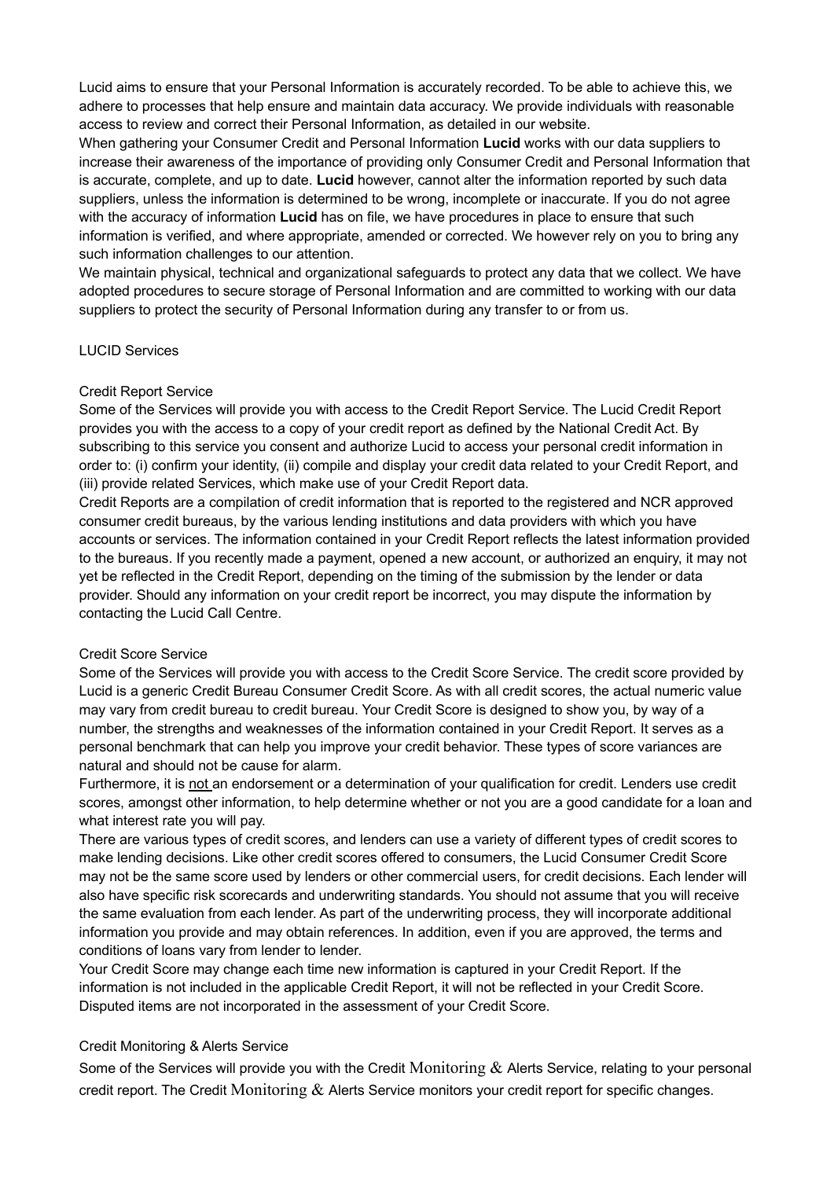Lucid aims to ensure that your Personal Information is accurately recorded. To be able to achieve this, we adhere to processes that help ensure and maintain data accuracy. We provide individuals with reasonable access to review and correct their Personal Information, as detailed in our website.

When gathering your Consumer Credit and Personal Information **Lucid** works with our data suppliers to increase their awareness of the importance of providing only Consumer Credit and Personal Information that is accurate, complete, and up to date. **Lucid** however, cannot alter the information reported by such data suppliers, unless the information is determined to be wrong, incomplete or inaccurate. If you do not agree with the accuracy of information **Lucid** has on file, we have procedures in place to ensure that such information is verified, and where appropriate, amended or corrected. We however rely on you to bring any such information challenges to our attention.

We maintain physical, technical and organizational safeguards to protect any data that we collect. We have adopted procedures to secure storage of Personal Information and are committed to working with our data suppliers to protect the security of Personal Information during any transfer to or from us.

## LUCID Services

### Credit Report Service

Some of the Services will provide you with access to the Credit Report Service. The Lucid Credit Report provides you with the access to a copy of your credit report as defined by the National Credit Act. By subscribing to this service you consent and authorize Lucid to access your personal credit information in order to: (i) confirm your identity, (ii) compile and display your credit data related to your Credit Report, and (iii) provide related Services, which make use of your Credit Report data.

Credit Reports are a compilation of credit information that is reported to the registered and NCR approved consumer credit bureaus, by the various lending institutions and data providers with which you have accounts or services. The information contained in your Credit Report reflects the latest information provided to the bureaus. If you recently made a payment, opened a new account, or authorized an enquiry, it may not yet be reflected in the Credit Report, depending on the timing of the submission by the lender or data provider. Should any information on your credit report be incorrect, you may dispute the information by contacting the Lucid Call Centre.

### Credit Score Service

Some of the Services will provide you with access to the Credit Score Service. The credit score provided by Lucid is a generic Credit Bureau Consumer Credit Score. As with all credit scores, the actual numeric value may vary from credit bureau to credit bureau. Your Credit Score is designed to show you, by way of a number, the strengths and weaknesses of the information contained in your Credit Report. It serves as a personal benchmark that can help you improve your credit behavior. These types of score variances are natural and should not be cause for alarm.

Furthermore, it is <u>not</u> an endorsement or a determination of your qualification for credit. Lenders use credit scores, amongst other information, to help determine whether or not you are a good candidate for a loan and what interest rate you will pay.

There are various types of credit scores, and lenders can use a variety of different types of credit scores to make lending decisions. Like other credit scores offered to consumers, the Lucid Consumer Credit Score may not be the same score used by lenders or other commercial users, for credit decisions. Each lender will also have specific risk scorecards and underwriting standards. You should not assume that you will receive the same evaluation from each lender. As part of the underwriting process, they will incorporate additional information you provide and may obtain references. In addition, even if you are approved, the terms and conditions of loans vary from lender to lender.

Your Credit Score may change each time new information is captured in your Credit Report. If the information is not included in the applicable Credit Report, it will not be reflected in your Credit Score. Disputed items are not incorporated in the assessment of your Credit Score.

### Credit Monitoring & Alerts Service

Some of the Services will provide you with the Credit Monitoring & Alerts Service, relating to your personal credit report. The Credit Monitoring & Alerts Service monitors your credit report for specific changes.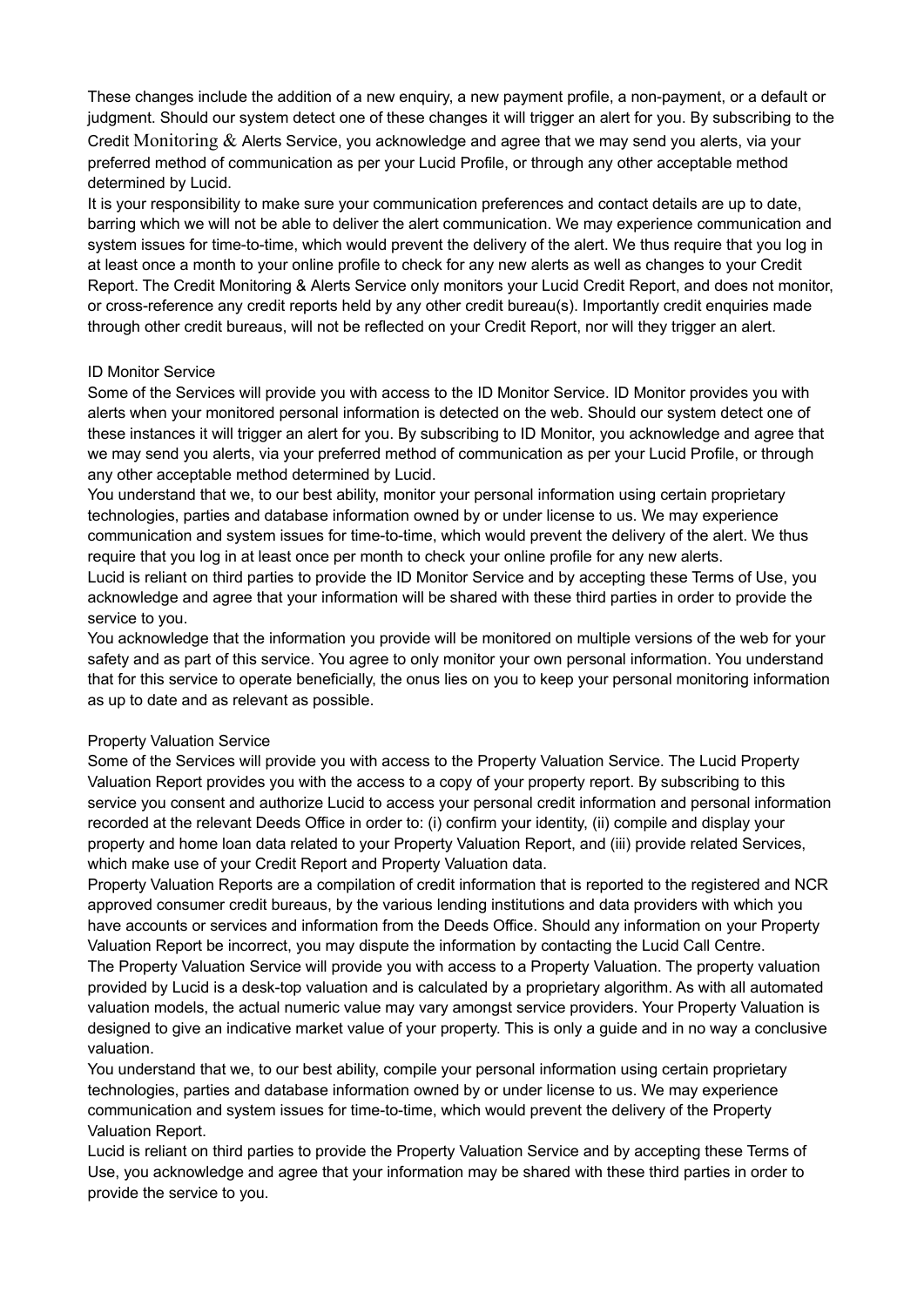These changes include the addition of a new enquiry, a new payment profile, a non-payment, or a default or judgment. Should our system detect one of these changes it will trigger an alert for you. By subscribing to the Credit Monitoring & Alerts Service, you acknowledge and agree that we may send you alerts, via your preferred method of communication as per your Lucid Profile, or through any other acceptable method determined by Lucid.

It is your responsibility to make sure your communication preferences and contact details are up to date, barring which we will not be able to deliver the alert communication. We may experience communication and system issues for time-to-time, which would prevent the delivery of the alert. We thus require that you log in at least once a month to your online profile to check for any new alerts as well as changes to your Credit Report. The Credit Monitoring & Alerts Service only monitors your Lucid Credit Report, and does not monitor, or cross-reference any credit reports held by any other credit bureau(s). Importantly credit enquiries made through other credit bureaus, will not be reflected on your Credit Report, nor will they trigger an alert.

### ID Monitor Service

Some of the Services will provide you with access to the ID Monitor Service. ID Monitor provides you with alerts when your monitored personal information is detected on the web. Should our system detect one of these instances it will trigger an alert for you. By subscribing to ID Monitor, you acknowledge and agree that we may send you alerts, via your preferred method of communication as per your Lucid Profile, or through any other acceptable method determined by Lucid.

You understand that we, to our best ability, monitor your personal information using certain proprietary technologies, parties and database information owned by or under license to us. We may experience communication and system issues for time-to-time, which would prevent the delivery of the alert. We thus require that you log in at least once per month to check your online profile for any new alerts.

Lucid is reliant on third parties to provide the ID Monitor Service and by accepting these Terms of Use, you acknowledge and agree that your information will be shared with these third parties in order to provide the service to you.

You acknowledge that the information you provide will be monitored on multiple versions of the web for your safety and as part of this service. You agree to only monitor your own personal information. You understand that for this service to operate beneficially, the onus lies on you to keep your personal monitoring information as up to date and as relevant as possible.

### Property Valuation Service

Some of the Services will provide you with access to the Property Valuation Service. The Lucid Property Valuation Report provides you with the access to a copy of your property report. By subscribing to this service you consent and authorize Lucid to access your personal credit information and personal information recorded at the relevant Deeds Office in order to: (i) confirm your identity, (ii) compile and display your property and home loan data related to your Property Valuation Report, and (iii) provide related Services, which make use of your Credit Report and Property Valuation data.

Property Valuation Reports are a compilation of credit information that is reported to the registered and NCR approved consumer credit bureaus, by the various lending institutions and data providers with which you have accounts or services and information from the Deeds Office. Should any information on your Property Valuation Report be incorrect, you may dispute the information by contacting the Lucid Call Centre.

The Property Valuation Service will provide you with access to a Property Valuation. The property valuation provided by Lucid is a desk-top valuation and is calculated by a proprietary algorithm. As with all automated valuation models, the actual numeric value may vary amongst service providers. Your Property Valuation is designed to give an indicative market value of your property. This is only a guide and in no way a conclusive valuation.

You understand that we, to our best ability, compile your personal information using certain proprietary technologies, parties and database information owned by or under license to us. We may experience communication and system issues for time-to-time, which would prevent the delivery of the Property Valuation Report.

Lucid is reliant on third parties to provide the Property Valuation Service and by accepting these Terms of Use, you acknowledge and agree that your information may be shared with these third parties in order to provide the service to you.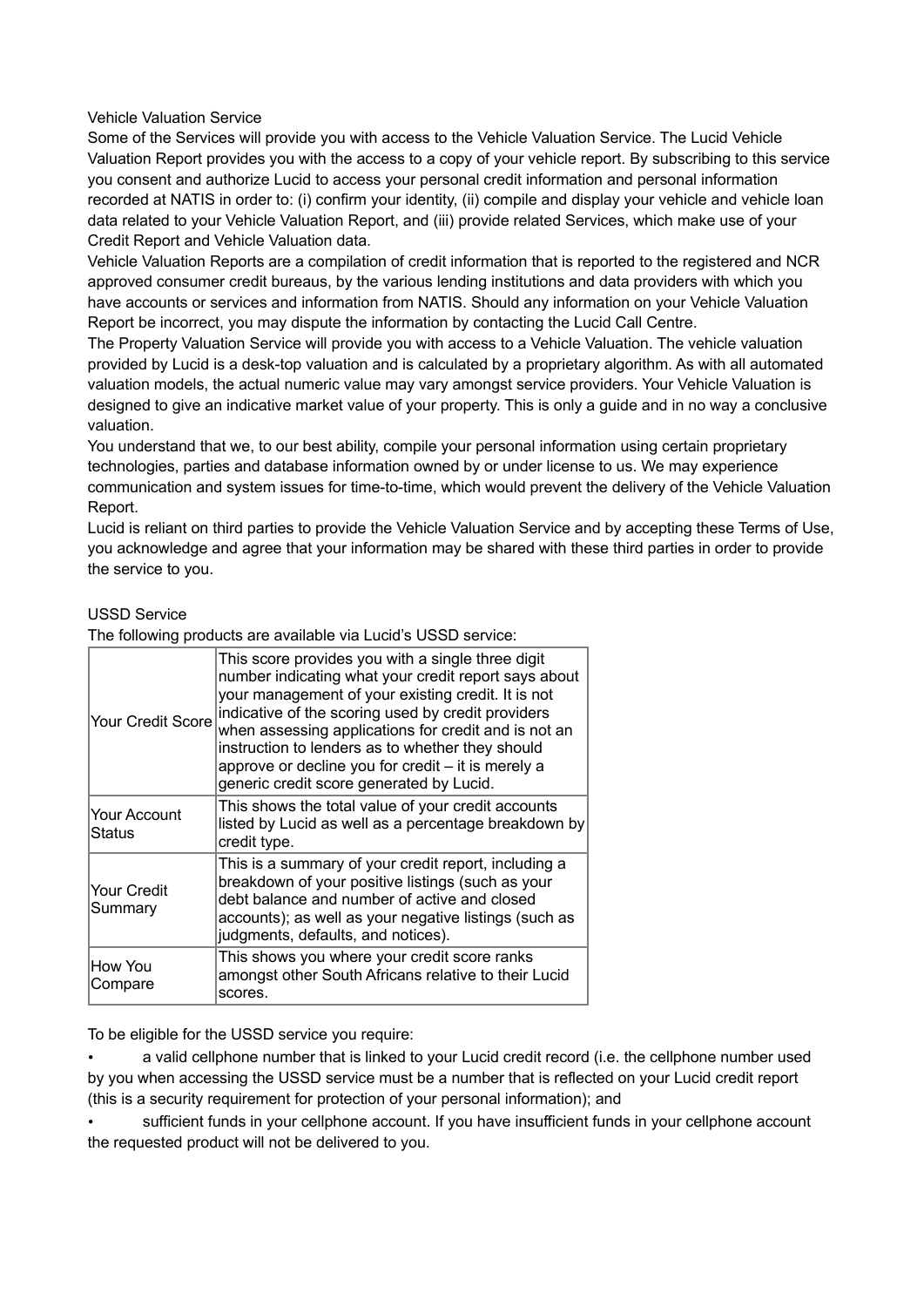Vehicle Valuation Service

Some of the Services will provide you with access to the Vehicle Valuation Service. The Lucid Vehicle Valuation Report provides you with the access to a copy of your vehicle report. By subscribing to this service you consent and authorize Lucid to access your personal credit information and personal information recorded at NATIS in order to: (i) confirm your identity, (ii) compile and display your vehicle and vehicle loan data related to your Vehicle Valuation Report, and (iii) provide related Services, which make use of your Credit Report and Vehicle Valuation data.

Vehicle Valuation Reports are a compilation of credit information that is reported to the registered and NCR approved consumer credit bureaus, by the various lending institutions and data providers with which you have accounts or services and information from NATIS. Should any information on your Vehicle Valuation Report be incorrect, you may dispute the information by contacting the Lucid Call Centre.

The Property Valuation Service will provide you with access to a Vehicle Valuation. The vehicle valuation provided by Lucid is a desk-top valuation and is calculated by a proprietary algorithm. As with all automated valuation models, the actual numeric value may vary amongst service providers. Your Vehicle Valuation is designed to give an indicative market value of your property. This is only a guide and in no way a conclusive valuation.

You understand that we, to our best ability, compile your personal information using certain proprietary technologies, parties and database information owned by or under license to us. We may experience communication and system issues for time-to-time, which would prevent the delivery of the Vehicle Valuation Report.

Lucid is reliant on third parties to provide the Vehicle Valuation Service and by accepting these Terms of Use, you acknowledge and agree that your information may be shared with these third parties in order to provide the service to you.

USSD Service

The following products are available via Lucid's USSD service:

| | |
|---|---|
| Your Credit Score | This score provides you with a single three digit number indicating what your credit report says about your management of your existing credit. It is not indicative of the scoring used by credit providers when assessing applications for credit and is not an instruction to lenders as to whether they should approve or decline you for credit – it is merely a generic credit score generated by Lucid. |
| Your Account Status | This shows the total value of your credit accounts listed by Lucid as well as a percentage breakdown by credit type. |
| Your Credit Summary | This is a summary of your credit report, including a breakdown of your positive listings (such as your debt balance and number of active and closed accounts); as well as your negative listings (such as judgments, defaults, and notices). |
| How You Compare | This shows you where your credit score ranks amongst other South Africans relative to their Lucid scores. |

To be eligible for the USSD service you require:

- a valid cellphone number that is linked to your Lucid credit record (i.e. the cellphone number used by you when accessing the USSD service must be a number that is reflected on your Lucid credit report (this is a security requirement for protection of your personal information); and
- sufficient funds in your cellphone account. If you have insufficient funds in your cellphone account the requested product will not be delivered to you.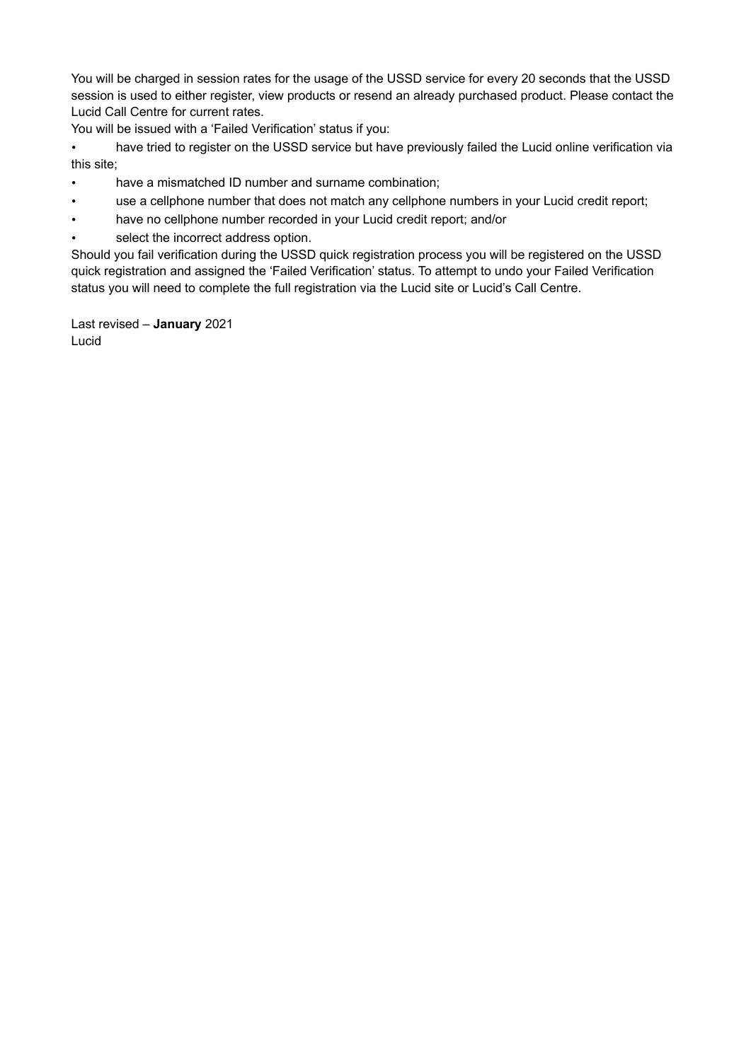You will be charged in session rates for the usage of the USSD service for every 20 seconds that the USSD session is used to either register, view products or resend an already purchased product. Please contact the Lucid Call Centre for current rates.

You will be issued with a ‘Failed Verification’ status if you:

- have tried to register on the USSD service but have previously failed the Lucid online verification via this site;
- have a mismatched ID number and surname combination;
- use a cellphone number that does not match any cellphone numbers in your Lucid credit report;
- have no cellphone number recorded in your Lucid credit report; and/or
- select the incorrect address option.

Should you fail verification during the USSD quick registration process you will be registered on the USSD quick registration and assigned the ‘Failed Verification’ status. To attempt to undo your Failed Verification status you will need to complete the full registration via the Lucid site or Lucid’s Call Centre.

Last revised – **January** 2021
Lucid